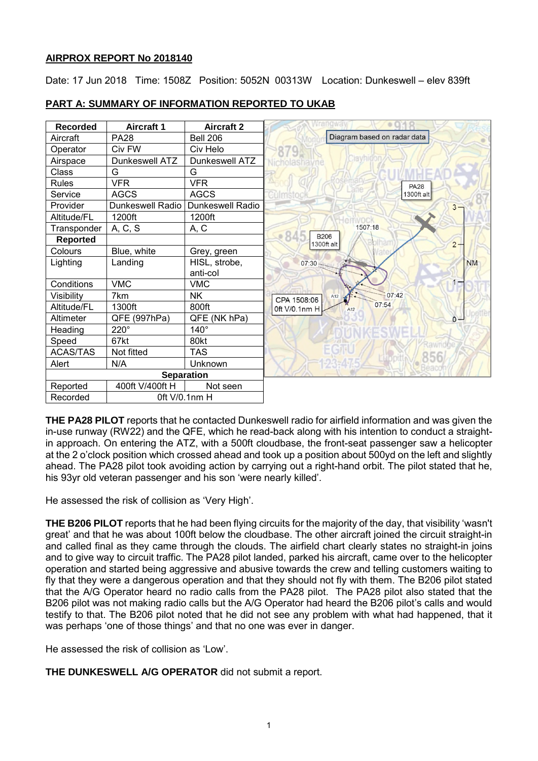**AIRPROX REPORT No 2018140**

Date: 17 Jun 2018 Time: 1508Z Position: 5052N 00313W Location: Dunkeswell – elev 839ft

**PART A: SUMMARY OF INFORMATION REPORTED TO UKAB**

| Recorded | Aircraft 1 | Aircraft 2 |
|---|---|---|
| Aircraft | PA28 | Bell 206 |
| Operator | Civ FW | Civ Helo |
| Airspace | Dunkeswell ATZ | Dunkeswell ATZ |
| Class | G | G |
| Rules | VFR | VFR |
| Service | AGCS | AGCS |
| Provider | Dunkeswell Radio | Dunkeswell Radio |
| Altitude/FL | 1200ft | 1200ft |
| Transponder | A, C, S | A, C |
| **Reported** | | |
| Colours | Blue, white | Grey, green |
| Lighting | Landing | HISL, strobe, anti-col |
| Conditions | VMC | VMC |
| Visibility | 7km | NK |
| Altitude/FL | 1300ft | 800ft |
| Altimeter | QFE (997hPa) | QFE (NK hPa) |
| Heading | 220° | 140° |
| Speed | 67kt | 80kt |
| ACAS/TAS | Not fitted | TAS |
| Alert | N/A | Unknown |
| **Separation** | | |
| Reported | 400ft V/400ft H | Not seen |
| Recorded | 0ft V/0.1nm H | |

Diagram based on radar data

**THE PA28 PILOT** reports that he contacted Dunkeswell radio for airfield information and was given the in-use runway (RW22) and the QFE, which he read-back along with his intention to conduct a straight-in approach. On entering the ATZ, with a 500ft cloudbase, the front-seat passenger saw a helicopter at the 2 o'clock position which crossed ahead and took up a position about 500yd on the left and slightly ahead. The PA28 pilot took avoiding action by carrying out a right-hand orbit. The pilot stated that he, his 93yr old veteran passenger and his son 'were nearly killed'.

He assessed the risk of collision as 'Very High'.

**THE B206 PILOT** reports that he had been flying circuits for the majority of the day, that visibility 'wasn't great' and that he was about 100ft below the cloudbase. The other aircraft joined the circuit straight-in and called final as they came through the clouds. The airfield chart clearly states no straight-in joins and to give way to circuit traffic. The PA28 pilot landed, parked his aircraft, came over to the helicopter operation and started being aggressive and abusive towards the crew and telling customers waiting to fly that they were a dangerous operation and that they should not fly with them. The B206 pilot stated that the A/G Operator heard no radio calls from the PA28 pilot. The PA28 pilot also stated that the B206 pilot was not making radio calls but the A/G Operator had heard the B206 pilot's calls and would testify to that. The B206 pilot noted that he did not see any problem with what had happened, that it was perhaps 'one of those things' and that no one was ever in danger.

He assessed the risk of collision as 'Low'.

**THE DUNKESWELL A/G OPERATOR** did not submit a report.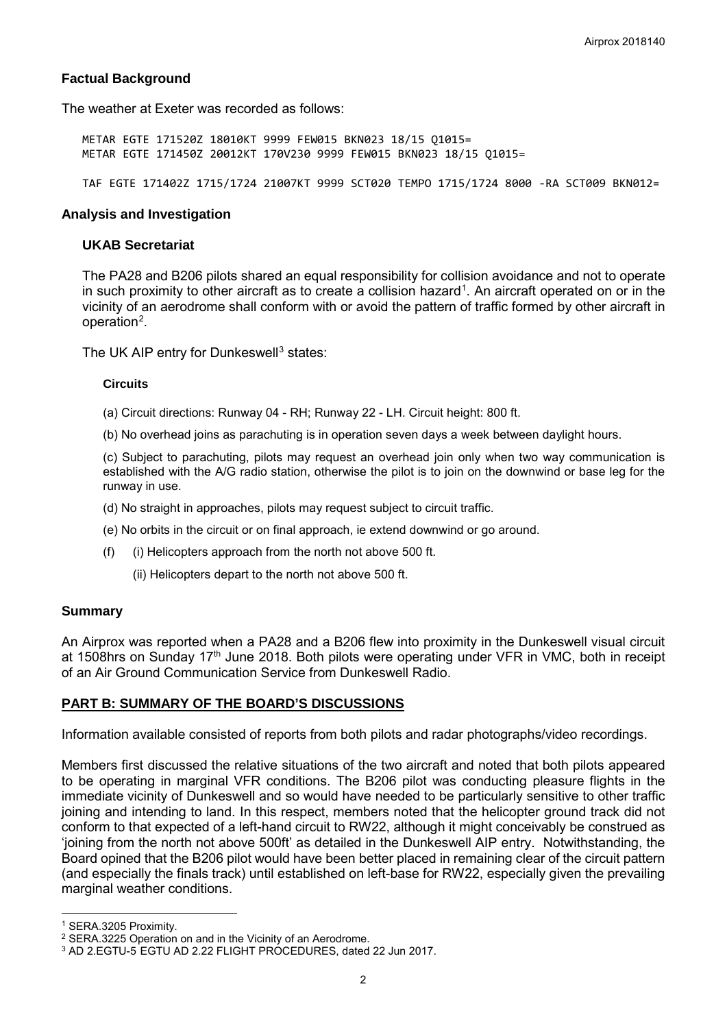## Factual Background

The weather at Exeter was recorded as follows:

```
METAR EGTE 171520Z 18010KT 9999 FEW015 BKN023 18/15 Q1015=
METAR EGTE 171450Z 20012KT 170V230 9999 FEW015 BKN023 18/15 Q1015=

TAF EGTE 171402Z 1715/1724 21007KT 9999 SCT020 TEMPO 1715/1724 8000 -RA SCT009 BKN012=
```

## Analysis and Investigation

### UKAB Secretariat

The PA28 and B206 pilots shared an equal responsibility for collision avoidance and not to operate in such proximity to other aircraft as to create a collision hazard[1]. An aircraft operated on or in the vicinity of an aerodrome shall conform with or avoid the pattern of traffic formed by other aircraft in operation[2].

The UK AIP entry for Dunkeswell[3] states:

**Circuits**

(a) Circuit directions: Runway 04 - RH; Runway 22 - LH. Circuit height: 800 ft.

(b) No overhead joins as parachuting is in operation seven days a week between daylight hours.

(c) Subject to parachuting, pilots may request an overhead join only when two way communication is established with the A/G radio station, otherwise the pilot is to join on the downwind or base leg for the runway in use.

(d) No straight in approaches, pilots may request subject to circuit traffic.

(e) No orbits in the circuit or on final approach, ie extend downwind or go around.

(f) (i) Helicopters approach from the north not above 500 ft.

(ii) Helicopters depart to the north not above 500 ft.

## Summary

An Airprox was reported when a PA28 and a B206 flew into proximity in the Dunkeswell visual circuit at 1508hrs on Sunday 17th June 2018. Both pilots were operating under VFR in VMC, both in receipt of an Air Ground Communication Service from Dunkeswell Radio.

## PART B: SUMMARY OF THE BOARD'S DISCUSSIONS

Information available consisted of reports from both pilots and radar photographs/video recordings.

Members first discussed the relative situations of the two aircraft and noted that both pilots appeared to be operating in marginal VFR conditions. The B206 pilot was conducting pleasure flights in the immediate vicinity of Dunkeswell and so would have needed to be particularly sensitive to other traffic joining and intending to land. In this respect, members noted that the helicopter ground track did not conform to that expected of a left-hand circuit to RW22, although it might conceivably be construed as 'joining from the north not above 500ft' as detailed in the Dunkeswell AIP entry. Notwithstanding, the Board opined that the B206 pilot would have been better placed in remaining clear of the circuit pattern (and especially the finals track) until established on left-base for RW22, especially given the prevailing marginal weather conditions.

---

[1] SERA.3205 Proximity.

[2] SERA.3225 Operation on and in the Vicinity of an Aerodrome.

[3] AD 2.EGTU-5 EGTU AD 2.22 FLIGHT PROCEDURES, dated 22 Jun 2017.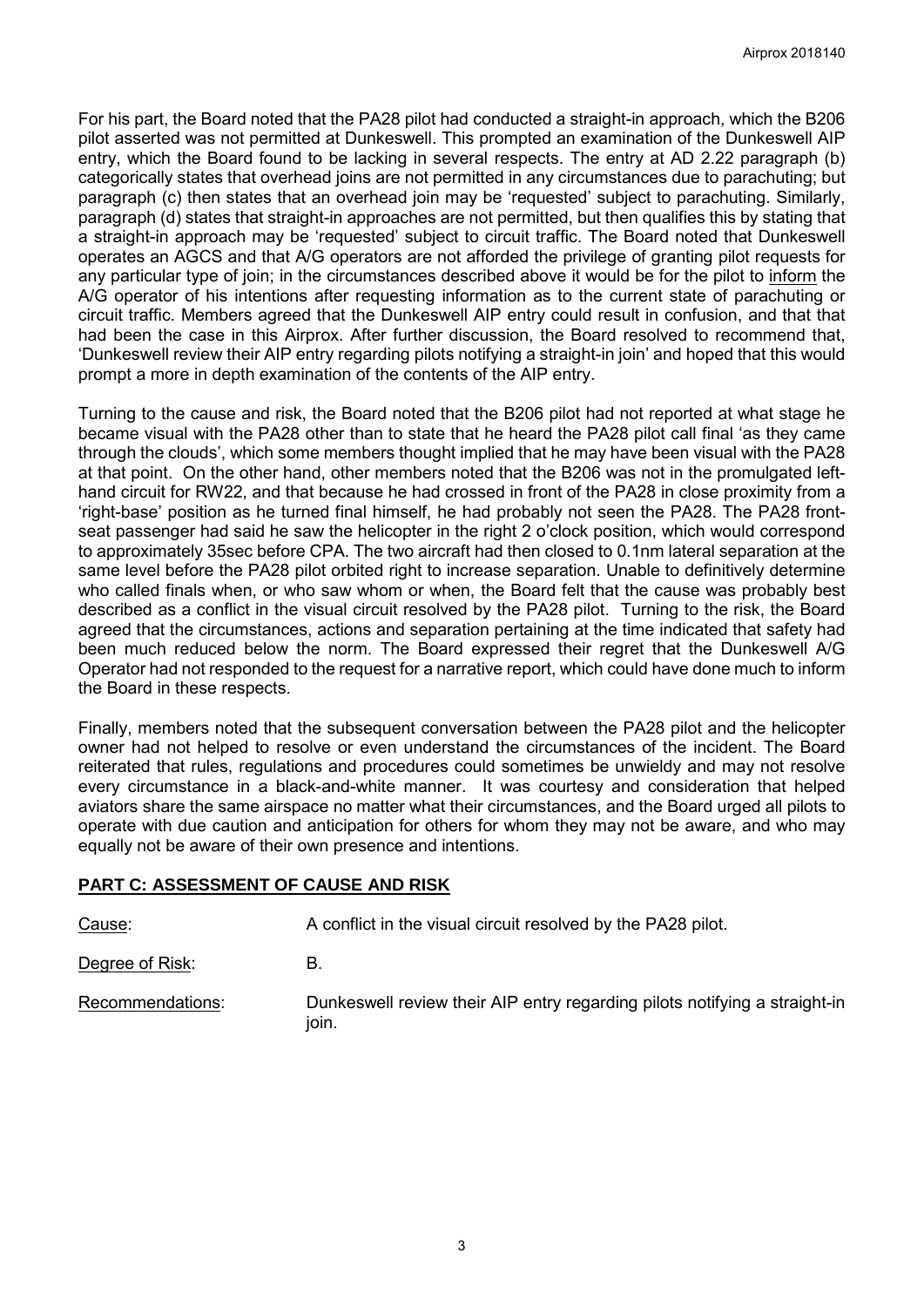For his part, the Board noted that the PA28 pilot had conducted a straight-in approach, which the B206 pilot asserted was not permitted at Dunkeswell. This prompted an examination of the Dunkeswell AIP entry, which the Board found to be lacking in several respects. The entry at AD 2.22 paragraph (b) categorically states that overhead joins are not permitted in any circumstances due to parachuting; but paragraph (c) then states that an overhead join may be 'requested' subject to parachuting. Similarly, paragraph (d) states that straight-in approaches are not permitted, but then qualifies this by stating that a straight-in approach may be 'requested' subject to circuit traffic. The Board noted that Dunkeswell operates an AGCS and that A/G operators are not afforded the privilege of granting pilot requests for any particular type of join; in the circumstances described above it would be for the pilot to <u>inform</u> the A/G operator of his intentions after requesting information as to the current state of parachuting or circuit traffic. Members agreed that the Dunkeswell AIP entry could result in confusion, and that that had been the case in this Airprox. After further discussion, the Board resolved to recommend that, 'Dunkeswell review their AIP entry regarding pilots notifying a straight-in join' and hoped that this would prompt a more in depth examination of the contents of the AIP entry.

Turning to the cause and risk, the Board noted that the B206 pilot had not reported at what stage he became visual with the PA28 other than to state that he heard the PA28 pilot call final 'as they came through the clouds', which some members thought implied that he may have been visual with the PA28 at that point. On the other hand, other members noted that the B206 was not in the promulgated left-hand circuit for RW22, and that because he had crossed in front of the PA28 in close proximity from a 'right-base' position as he turned final himself, he had probably not seen the PA28. The PA28 front-seat passenger had said he saw the helicopter in the right 2 o'clock position, which would correspond to approximately 35sec before CPA. The two aircraft had then closed to 0.1nm lateral separation at the same level before the PA28 pilot orbited right to increase separation. Unable to definitively determine who called finals when, or who saw whom or when, the Board felt that the cause was probably best described as a conflict in the visual circuit resolved by the PA28 pilot. Turning to the risk, the Board agreed that the circumstances, actions and separation pertaining at the time indicated that safety had been much reduced below the norm. The Board expressed their regret that the Dunkeswell A/G Operator had not responded to the request for a narrative report, which could have done much to inform the Board in these respects.

Finally, members noted that the subsequent conversation between the PA28 pilot and the helicopter owner had not helped to resolve or even understand the circumstances of the incident. The Board reiterated that rules, regulations and procedures could sometimes be unwieldy and may not resolve every circumstance in a black-and-white manner. It was courtesy and consideration that helped aviators share the same airspace no matter what their circumstances, and the Board urged all pilots to operate with due caution and anticipation for others for whom they may not be aware, and who may equally not be aware of their own presence and intentions.

## PART C: ASSESSMENT OF CAUSE AND RISK

<u>Cause</u>: A conflict in the visual circuit resolved by the PA28 pilot.

<u>Degree of Risk</u>: B.

<u>Recommendations</u>: Dunkeswell review their AIP entry regarding pilots notifying a straight-in join.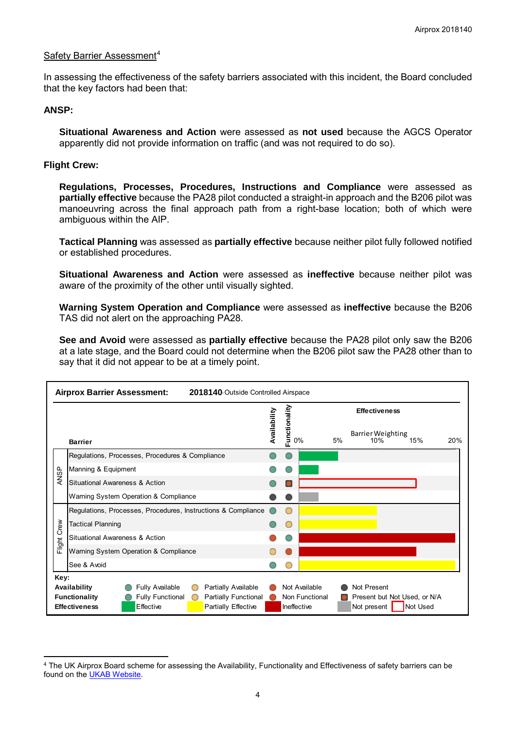Safety Barrier Assessment[4]

In assessing the effectiveness of the safety barriers associated with this incident, the Board concluded that the key factors had been that:

**ANSP:**

**Situational Awareness and Action** were assessed as **not used** because the AGCS Operator apparently did not provide information on traffic (and was not required to do so).

**Flight Crew:**

**Regulations, Processes, Procedures, Instructions and Compliance** were assessed as **partially effective** because the PA28 pilot conducted a straight-in approach and the B206 pilot was manoeuvring across the final approach path from a right-base location; both of which were ambiguous within the AIP.

**Tactical Planning** was assessed as **partially effective** because neither pilot fully followed notified or established procedures.

**Situational Awareness and Action** were assessed as **ineffective** because neither pilot was aware of the proximity of the other until visually sighted.

**Warning System Operation and Compliance** were assessed as **ineffective** because the B206 TAS did not alert on the approaching PA28.

**See and Avoid** were assessed as **partially effective** because the PA28 pilot only saw the B206 at a late stage, and the Board could not determine when the B206 pilot saw the PA28 other than to say that it did not appear to be at a timely point.

**Airprox Barrier Assessment:** **2018140** Outside Controlled Airspace

Barrier
Availability
Functionality
Effectiveness
Barrier Weighting
0%
5%
10%
15%
20%

ANSP
Regulations, Processes, Procedures & Compliance
Manning & Equipment
Situational Awareness & Action
Warning System Operation & Compliance

Flight Crew
Regulations, Processes, Procedures, Instructions & Compliance
Tactical Planning
Situational Awareness & Action
Warning System Operation & Compliance
See & Avoid

Key:
**Availability** Fully Available, Partially Available, Not Available, Not Present
**Functionality** Fully Functional, Partially Functional, Non Functional, Present but Not Used, or N/A
**Effectiveness** Effective, Partially Effective, Ineffective, Not present, Not Used

---

[4] The UK Airprox Board scheme for assessing the Availability, Functionality and Effectiveness of safety barriers can be found on the UKAB Website.